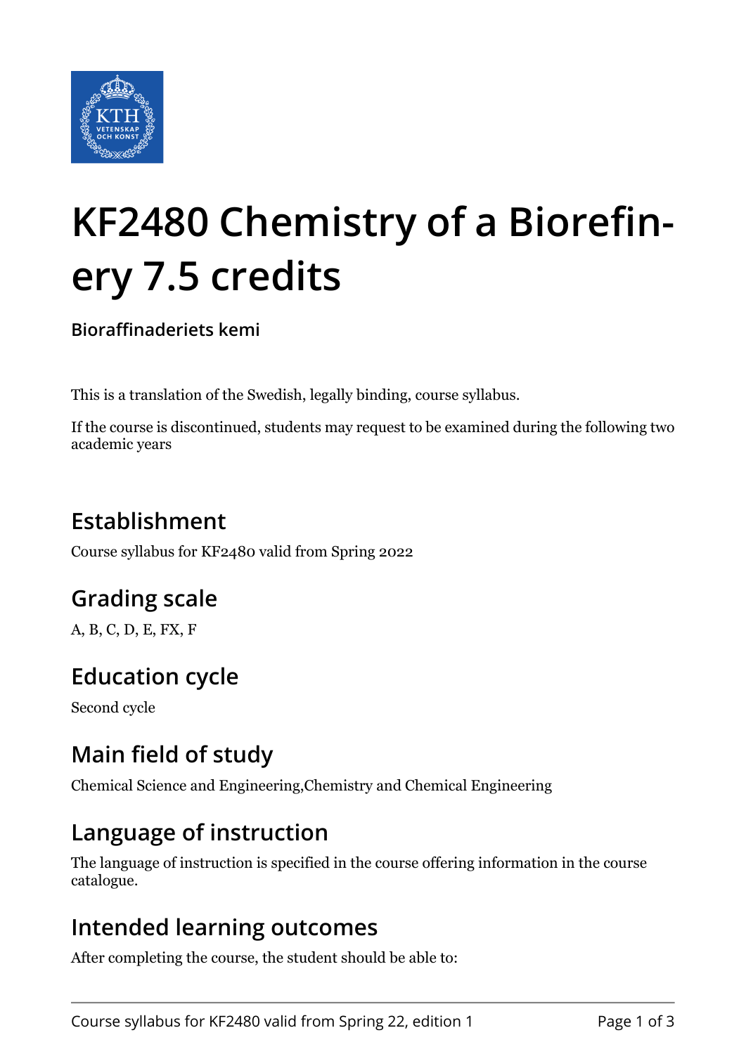# KF2480 Chemistry of a Biorefinery 7.5 credits

**Bioraffinaderiets kemi**

This is a translation of the Swedish, legally binding, course syllabus.

If the course is discontinued, students may request to be examined during the following two academic years

## Establishment

Course syllabus for KF2480 valid from Spring 2022

## Grading scale

A, B, C, D, E, FX, F

## Education cycle

Second cycle

## Main field of study

Chemical Science and Engineering,Chemistry and Chemical Engineering

## Language of instruction

The language of instruction is specified in the course offering information in the course catalogue.

## Intended learning outcomes

After completing the course, the student should be able to: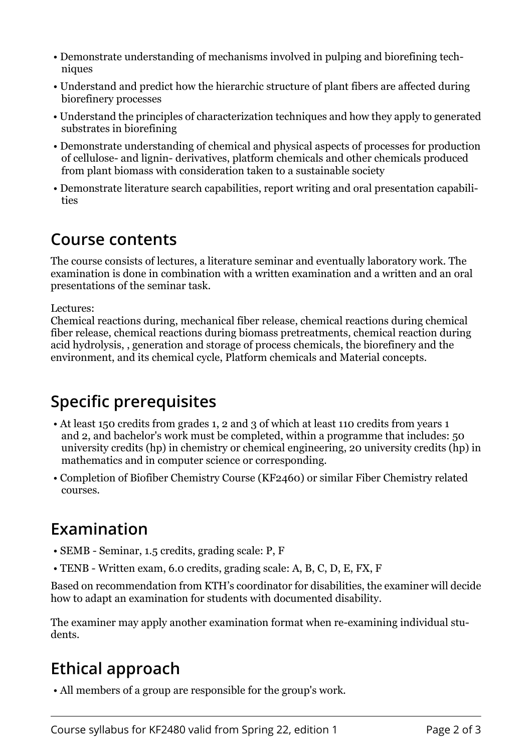- Demonstrate understanding of mechanisms involved in pulping and biorefining techniques
- Understand and predict how the hierarchic structure of plant fibers are affected during biorefinery processes
- Understand the principles of characterization techniques and how they apply to generated substrates in biorefining
- Demonstrate understanding of chemical and physical aspects of processes for production of cellulose- and lignin- derivatives, platform chemicals and other chemicals produced from plant biomass with consideration taken to a sustainable society
- Demonstrate literature search capabilities, report writing and oral presentation capabilities

## Course contents

The course consists of lectures, a literature seminar and eventually laboratory work. The examination is done in combination with a written examination and a written and an oral presentations of the seminar task.

Lectures:
Chemical reactions during, mechanical fiber release, chemical reactions during chemical fiber release, chemical reactions during biomass pretreatments, chemical reaction during acid hydrolysis, , generation and storage of process chemicals, the biorefinery and the environment, and its chemical cycle, Platform chemicals and Material concepts.

## Specific prerequisites

- At least 150 credits from grades 1, 2 and 3 of which at least 110 credits from years 1 and 2, and bachelor's work must be completed, within a programme that includes: 50 university credits (hp) in chemistry or chemical engineering, 20 university credits (hp) in mathematics and in computer science or corresponding.
- Completion of Biofiber Chemistry Course (KF2460) or similar Fiber Chemistry related courses.

## Examination

- SEMB - Seminar, 1.5 credits, grading scale: P, F
- TENB - Written exam, 6.0 credits, grading scale: A, B, C, D, E, FX, F

Based on recommendation from KTH's coordinator for disabilities, the examiner will decide how to adapt an examination for students with documented disability.

The examiner may apply another examination format when re-examining individual students.

## Ethical approach

- All members of a group are responsible for the group's work.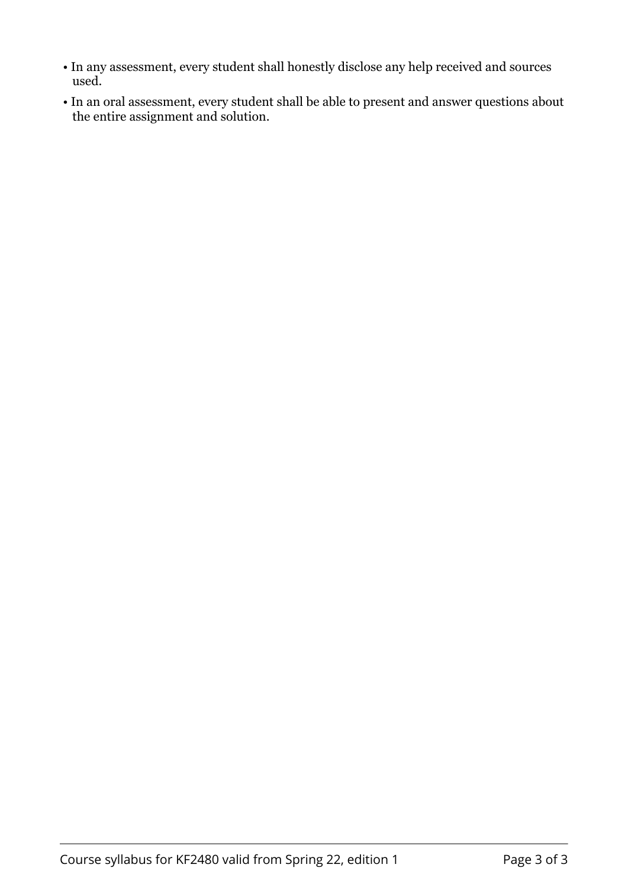- In any assessment, every student shall honestly disclose any help received and sources used.
- In an oral assessment, every student shall be able to present and answer questions about the entire assignment and solution.